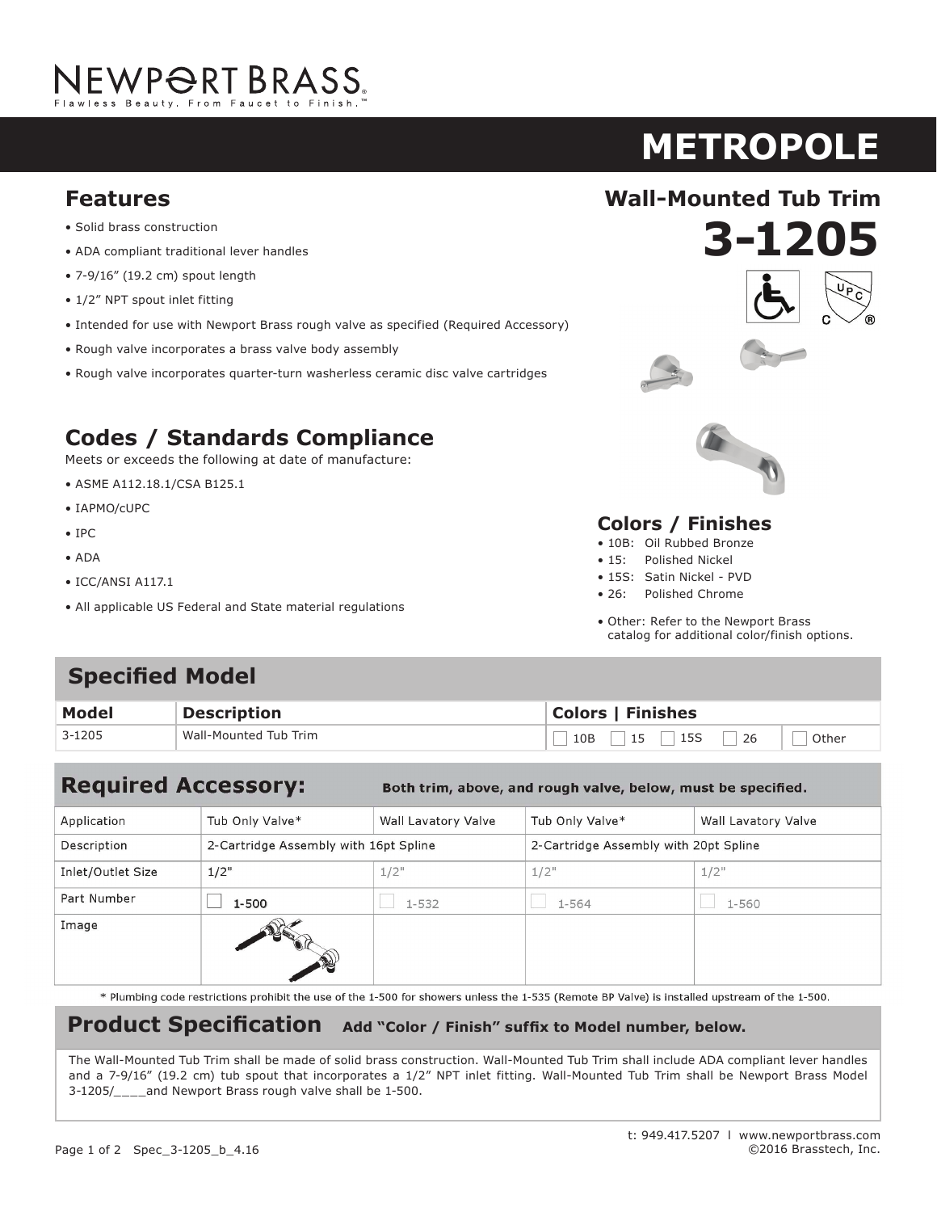# NEWPORT BRASS

Flawless Beauty. From Faucet to Finish.™

# METROPOLE

## Wall-Mounted Tub Trim

# 3-1205

## Features

- Solid brass construction
- ADA compliant traditional lever handles
- 7-9/16" (19.2 cm) spout length
- 1/2" NPT spout inlet fitting
- Intended for use with Newport Brass rough valve as specified (Required Accessory)
- Rough valve incorporates a brass valve body assembly
- Rough valve incorporates quarter-turn washerless ceramic disc valve cartridges

## Codes / Standards Compliance

Meets or exceeds the following at date of manufacture:

- ASME A112.18.1/CSA B125.1
- IAPMO/cUPC
- IPC
- ADA
- ICC/ANSI A117.1
- All applicable US Federal and State material regulations

## Colors / Finishes

- 10B: Oil Rubbed Bronze
- 15: Polished Nickel
- 15S: Satin Nickel - PVD
- 26: Polished Chrome

- Other: Refer to the Newport Brass catalog for additional color/finish options.

## Specified Model

| Model | Description | Colors \| Finishes | |
|---|---|---|---|
| 3-1205 | Wall-Mounted Tub Trim | ☐ 10B ☐ 15 ☐ 15S ☐ 26 | ☐ Other |

## Required Accessory:

**Both trim, above, and rough valve, below, must be specified.**

| Application | Tub Only Valve* | Wall Lavatory Valve | Tub Only Valve* | Wall Lavatory Valve |
|---|---|---|---|---|
| Description | 2-Cartridge Assembly with 16pt Spline | | 2-Cartridge Assembly with 20pt Spline | |
| Inlet/Outlet Size | 1/2" | 1/2" | 1/2" | 1/2" |
| Part Number | ☐ 1-500 | ☐ 1-532 | ☐ 1-564 | ☐ 1-560 |
| Image | | | | |

\* Plumbing code restrictions prohibit the use of the 1-500 for showers unless the 1-535 (Remote BP Valve) is installed upstream of the 1-500.

## Product Specification

**Add "Color / Finish" suffix to Model number, below.**

The Wall-Mounted Tub Trim shall be made of solid brass construction. Wall-Mounted Tub Trim shall include ADA compliant lever handles and a 7-9/16" (19.2 cm) tub spout that incorporates a 1/2" NPT inlet fitting. Wall-Mounted Tub Trim shall be Newport Brass Model 3-1205/____and Newport Brass rough valve shall be 1-500.

t: 949.417.5207 | www.newportbrass.com

©2016 Brasstech, Inc.

Spec_3-1205_b_4.16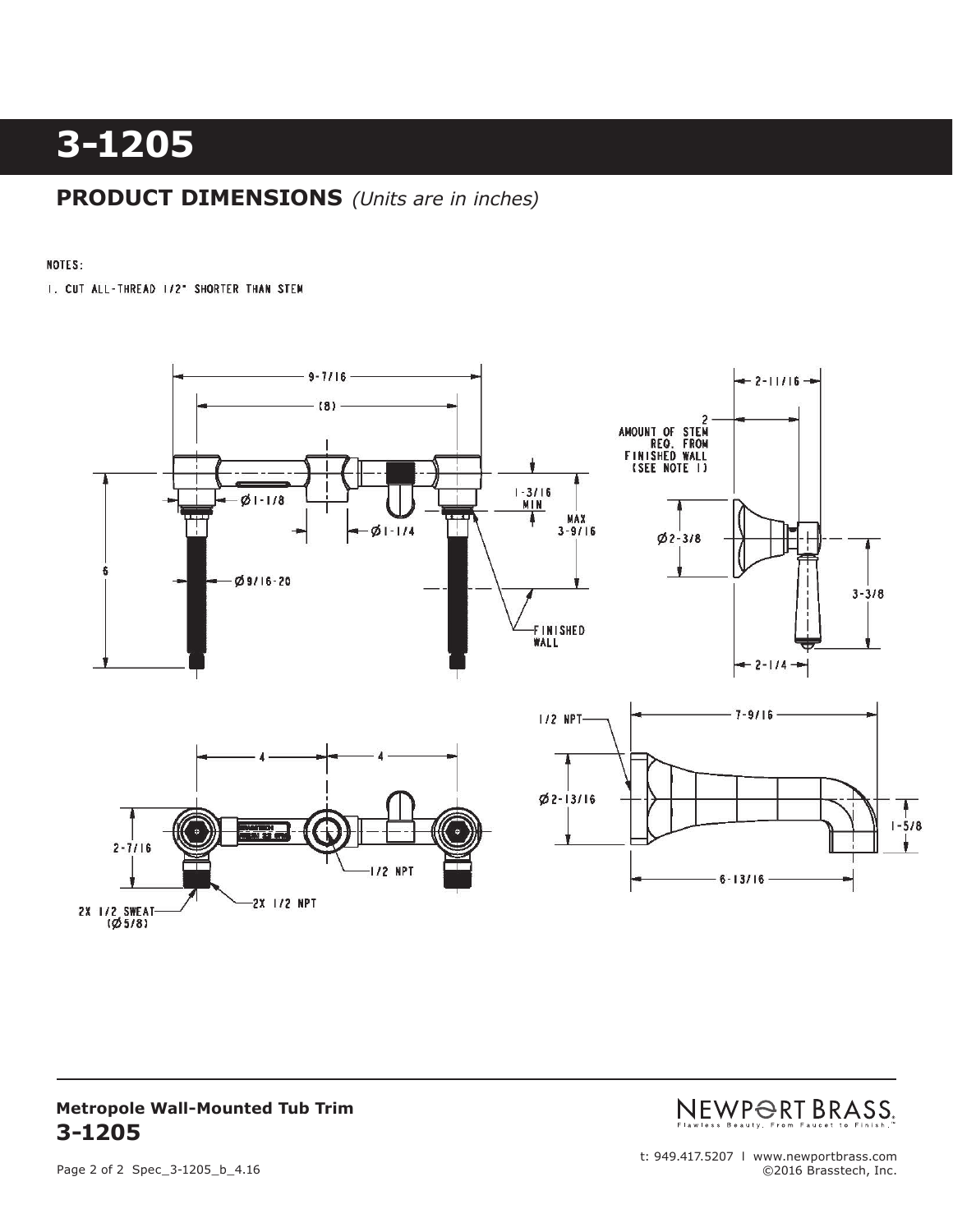# 3-1205

## PRODUCT DIMENSIONS *(Units are in inches)*

NOTES:

1. CUT ALL-THREAD 1/2" SHORTER THAN STEM

9-7/16

(8)

Ø1-1/8

Ø1-1/4

1-3/16
MIN

MAX
3-9/16

6

Ø9/16-20

FINISHED
WALL

2-11/16

2
AMOUNT OF STEM
REQ. FROM
FINISHED WALL
(SEE NOTE 1)

Ø2-3/8

3-3/8

2-1/4

4

4

2-7/16

1/2 NPT

2X 1/2 NPT

2X 1/2 SWEAT
(Ø5/8)

1/2 NPT

7-9/16

Ø2-13/16

1-5/8

6-13/16

**Metropole Wall-Mounted Tub Trim**
**3-1205**

Spec_3-1205_b_4.16

NEWPORT BRASS. Flawless Beauty. From Faucet to Finish.™

t: 949.417.5207 l www.newportbrass.com
©2016 Brasstech, Inc.